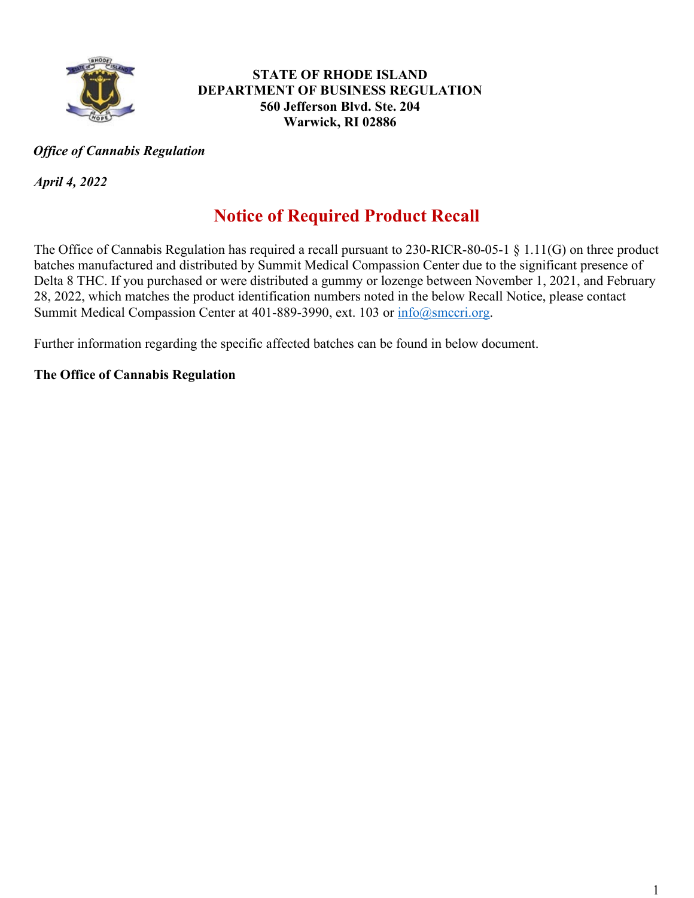**STATE OF RHODE ISLAND**
**DEPARTMENT OF BUSINESS REGULATION**
**560 Jefferson Blvd. Ste. 204**
**Warwick, RI 02886**

***Office of Cannabis Regulation***

***April 4, 2022***

# Notice of Required Product Recall

The Office of Cannabis Regulation has required a recall pursuant to 230-RICR-80-05-1 § 1.11(G) on three product batches manufactured and distributed by Summit Medical Compassion Center due to the significant presence of Delta 8 THC. If you purchased or were distributed a gummy or lozenge between November 1, 2021, and February 28, 2022, which matches the product identification numbers noted in the below Recall Notice, please contact Summit Medical Compassion Center at 401-889-3990, ext. 103 or info@smccri.org.

Further information regarding the specific affected batches can be found in below document.

**The Office of Cannabis Regulation**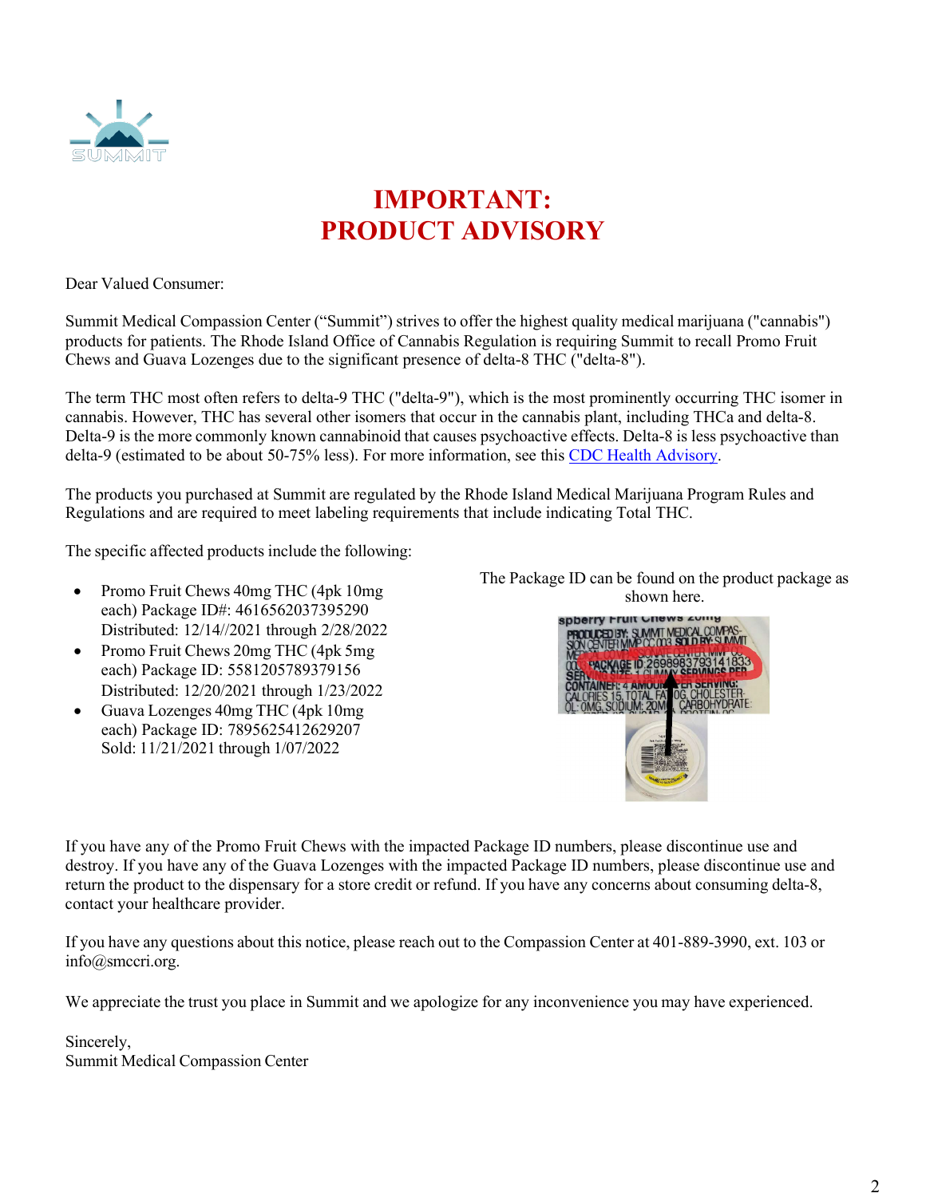# IMPORTANT:
# PRODUCT ADVISORY

Dear Valued Consumer:

Summit Medical Compassion Center ("Summit") strives to offer the highest quality medical marijuana ("cannabis") products for patients. The Rhode Island Office of Cannabis Regulation is requiring Summit to recall Promo Fruit Chews and Guava Lozenges due to the significant presence of delta-8 THC ("delta-8").

The term THC most often refers to delta-9 THC ("delta-9"), which is the most prominently occurring THC isomer in cannabis. However, THC has several other isomers that occur in the cannabis plant, including THCa and delta-8. Delta-9 is the more commonly known cannabinoid that causes psychoactive effects. Delta-8 is less psychoactive than delta-9 (estimated to be about 50-75% less). For more information, see this CDC Health Advisory.

The products you purchased at Summit are regulated by the Rhode Island Medical Marijuana Program Rules and Regulations and are required to meet labeling requirements that include indicating Total THC.

The specific affected products include the following:

- Promo Fruit Chews 40mg THC (4pk 10mg each) Package ID#: 4616562037395290 Distributed: 12/14//2021 through 2/28/2022
- Promo Fruit Chews 20mg THC (4pk 5mg each) Package ID: 5581205789379156 Distributed: 12/20/2021 through 1/23/2022
- Guava Lozenges 40mg THC (4pk 10mg each) Package ID: 7895625412629207 Sold: 11/21/2021 through 1/07/2022

The Package ID can be found on the product package as shown here.

If you have any of the Promo Fruit Chews with the impacted Package ID numbers, please discontinue use and destroy. If you have any of the Guava Lozenges with the impacted Package ID numbers, please discontinue use and return the product to the dispensary for a store credit or refund. If you have any concerns about consuming delta-8, contact your healthcare provider.

If you have any questions about this notice, please reach out to the Compassion Center at 401-889-3990, ext. 103 or info@smccri.org.

We appreciate the trust you place in Summit and we apologize for any inconvenience you may have experienced.

Sincerely,
Summit Medical Compassion Center